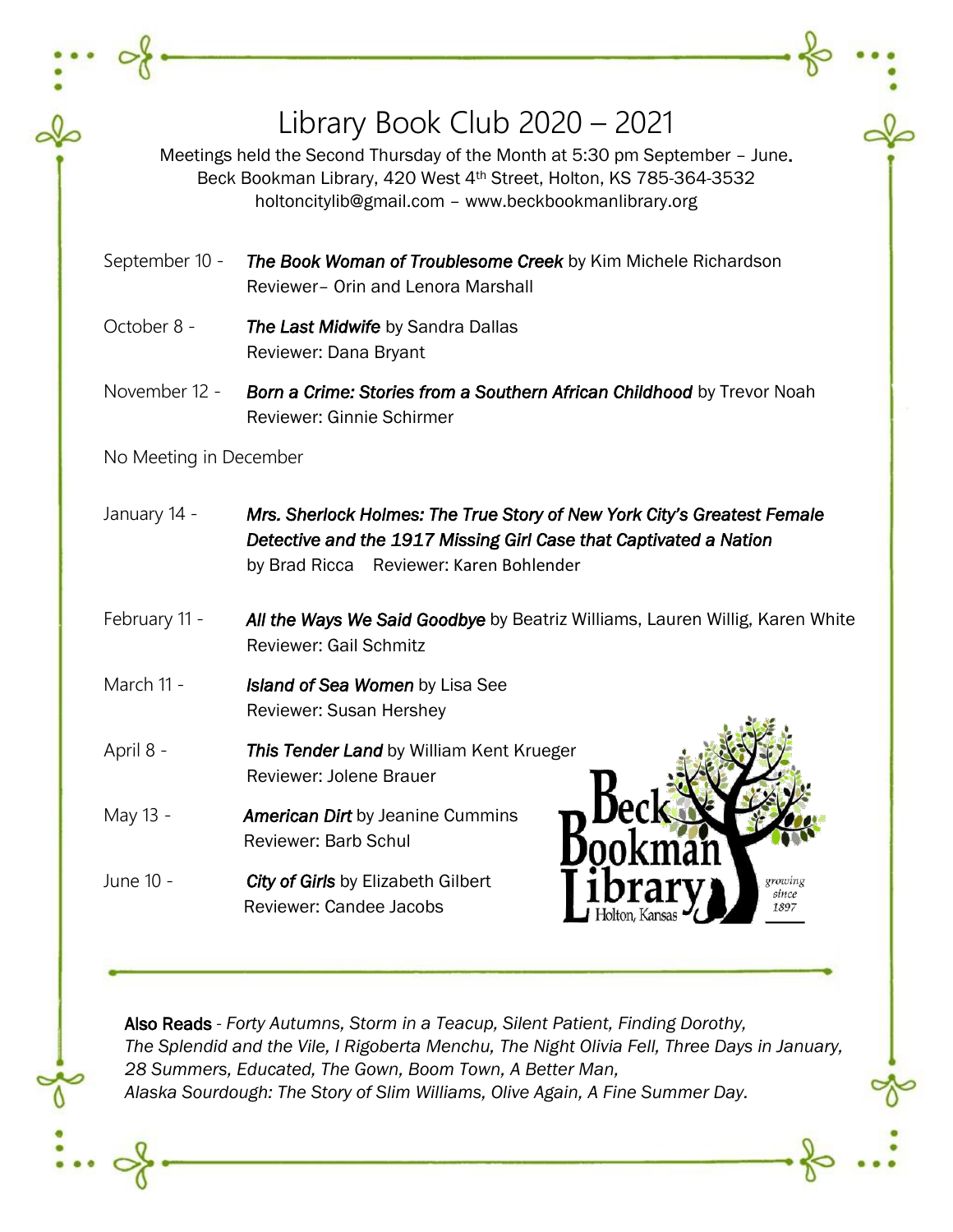# Library Book Club 2020 – 2021

Meetings held the Second Thursday of the Month at 5:30 pm September – June.
Beck Bookman Library, 420 West 4th Street, Holton, KS 785-364-3532
holtoncitylib@gmail.com – www.beckbookmanlibrary.org

September 10 - ***The Book Woman of Troublesome Creek*** by Kim Michele Richardson
Reviewer– Orin and Lenora Marshall

October 8 - ***The Last Midwife*** by Sandra Dallas
Reviewer: Dana Bryant

November 12 - ***Born a Crime: Stories from a Southern African Childhood*** by Trevor Noah
Reviewer: Ginnie Schirmer

No Meeting in December

January 14 - ***Mrs. Sherlock Holmes: The True Story of New York City's Greatest Female Detective and the 1917 Missing Girl Case that Captivated a Nation*** by Brad Ricca Reviewer: Karen Bohlender

February 11 - ***All the Ways We Said Goodbye*** by Beatriz Williams, Lauren Willig, Karen White
Reviewer: Gail Schmitz

March 11 - ***Island of Sea Women*** by Lisa See
Reviewer: Susan Hershey

April 8 - ***This Tender Land*** by William Kent Krueger
Reviewer: Jolene Brauer

May 13 - ***American Dirt*** by Jeanine Cummins
Reviewer: Barb Schul

June 10 - ***City of Girls*** by Elizabeth Gilbert
Reviewer: Candee Jacobs

Beck Bookman Library
Holton, Kansas
growing since 1897

---

**Also Reads** - *Forty Autumns, Storm in a Teacup, Silent Patient, Finding Dorothy, The Splendid and the Vile, I Rigoberta Menchu, The Night Olivia Fell, Three Days in January, 28 Summers, Educated, The Gown, Boom Town, A Better Man, Alaska Sourdough: The Story of Slim Williams, Olive Again, A Fine Summer Day.*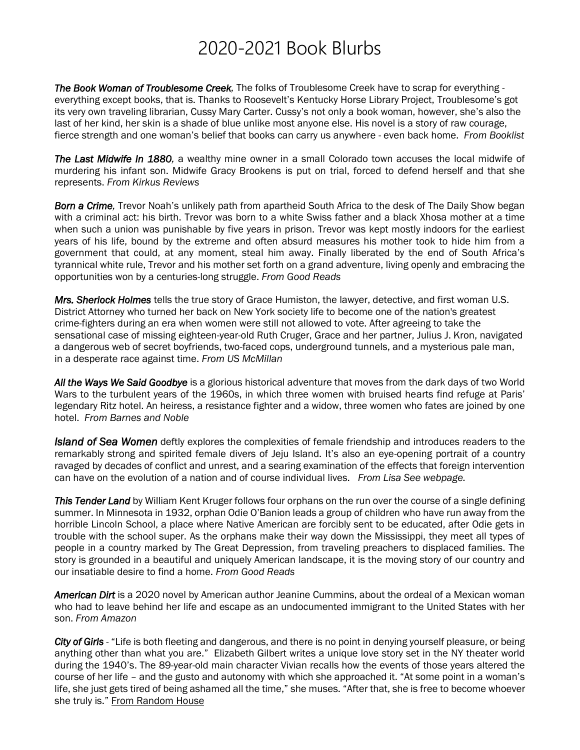# 2020-2021 Book Blurbs

***The Book Woman of Troublesome Creek,*** The folks of Troublesome Creek have to scrap for everything - everything except books, that is. Thanks to Roosevelt's Kentucky Horse Library Project, Troublesome's got its very own traveling librarian, Cussy Mary Carter. Cussy's not only a book woman, however, she's also the last of her kind, her skin is a shade of blue unlike most anyone else. His novel is a story of raw courage, fierce strength and one woman's belief that books can carry us anywhere - even back home. *From Booklist*

***The Last Midwife In 1880,*** a wealthy mine owner in a small Colorado town accuses the local midwife of murdering his infant son. Midwife Gracy Brookens is put on trial, forced to defend herself and that she represents. *From Kirkus Reviews*

***Born a Crime,*** Trevor Noah's unlikely path from apartheid South Africa to the desk of The Daily Show began with a criminal act: his birth. Trevor was born to a white Swiss father and a black Xhosa mother at a time when such a union was punishable by five years in prison. Trevor was kept mostly indoors for the earliest years of his life, bound by the extreme and often absurd measures his mother took to hide him from a government that could, at any moment, steal him away. Finally liberated by the end of South Africa's tyrannical white rule, Trevor and his mother set forth on a grand adventure, living openly and embracing the opportunities won by a centuries-long struggle. *From Good Reads*

***Mrs. Sherlock Holmes*** tells the true story of Grace Humiston, the lawyer, detective, and first woman U.S. District Attorney who turned her back on New York society life to become one of the nation's greatest crime-fighters during an era when women were still not allowed to vote. After agreeing to take the sensational case of missing eighteen-year-old Ruth Cruger, Grace and her partner, Julius J. Kron, navigated a dangerous web of secret boyfriends, two-faced cops, underground tunnels, and a mysterious pale man, in a desperate race against time. *From US McMillan*

***All the Ways We Said Goodbye*** is a glorious historical adventure that moves from the dark days of two World Wars to the turbulent years of the 1960s, in which three women with bruised hearts find refuge at Paris' legendary Ritz hotel. An heiress, a resistance fighter and a widow, three women who fates are joined by one hotel. *From Barnes and Noble*

***Island of Sea Women*** deftly explores the complexities of female friendship and introduces readers to the remarkably strong and spirited female divers of Jeju Island. It's also an eye-opening portrait of a country ravaged by decades of conflict and unrest, and a searing examination of the effects that foreign intervention can have on the evolution of a nation and of course individual lives. *From Lisa See webpage.*

***This Tender Land*** by William Kent Kruger follows four orphans on the run over the course of a single defining summer. In Minnesota in 1932, orphan Odie O'Banion leads a group of children who have run away from the horrible Lincoln School, a place where Native American are forcibly sent to be educated, after Odie gets in trouble with the school super. As the orphans make their way down the Mississippi, they meet all types of people in a country marked by The Great Depression, from traveling preachers to displaced families. The story is grounded in a beautiful and uniquely American landscape, it is the moving story of our country and our insatiable desire to find a home. *From Good Reads*

***American Dirt*** is a 2020 novel by American author Jeanine Cummins, about the ordeal of a Mexican woman who had to leave behind her life and escape as an undocumented immigrant to the United States with her son. *From Amazon*

***City of Girls*** - "Life is both fleeting and dangerous, and there is no point in denying yourself pleasure, or being anything other than what you are." Elizabeth Gilbert writes a unique love story set in the NY theater world during the 1940's. The 89-year-old main character Vivian recalls how the events of those years altered the course of her life – and the gusto and autonomy with which she approached it. "At some point in a woman's life, she just gets tired of being ashamed all the time," she muses. "After that, she is free to become whoever she truly is." From Random House